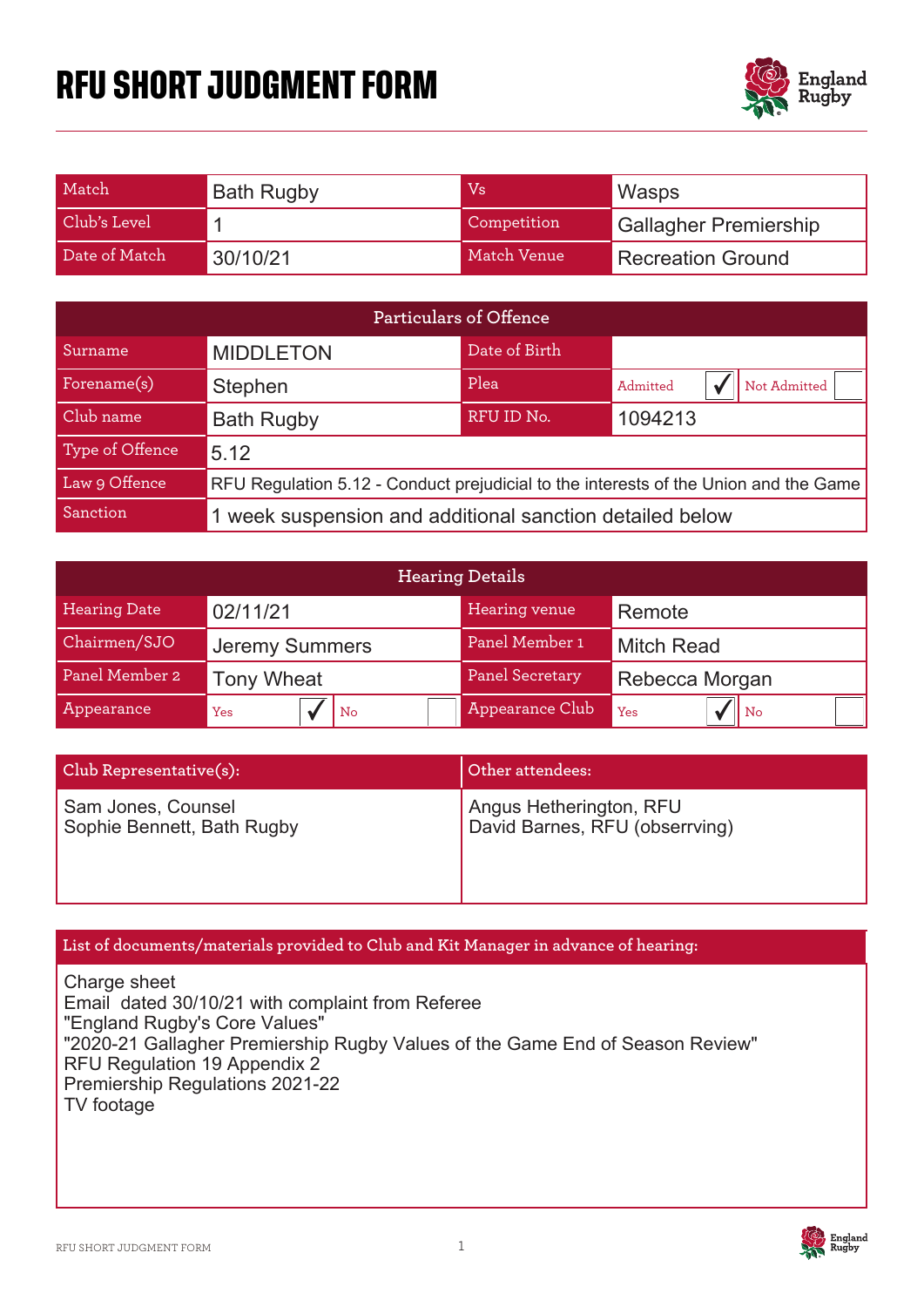# RFU SHORT JUDGMENT FORM

| Match | Bath Rugby | Vs | Wasps |
|---|---|---|---|
| Club's Level | 1 | Competition | Gallagher Premiership |
| Date of Match | 30/10/21 | Match Venue | Recreation Ground |

| Particulars of Offence | | | |
|---|---|---|---|
| Surname | MIDDLETON | Date of Birth | |
| Forename(s) | Stephen | Plea | Admitted ✓ Not Admitted |
| Club name | Bath Rugby | RFU ID No. | 1094213 |
| Type of Offence | 5.12 | | |
| Law 9 Offence | RFU Regulation 5.12 - Conduct prejudicial to the interests of the Union and the Game | | |
| Sanction | 1 week suspension and additional sanction detailed below | | |

| Hearing Details | | | |
|---|---|---|---|
| Hearing Date | 02/11/21 | Hearing venue | Remote |
| Chairmen/SJO | Jeremy Summers | Panel Member 1 | Mitch Read |
| Panel Member 2 | Tony Wheat | Panel Secretary | Rebecca Morgan |
| Appearance | Yes ✓ No | Appearance Club | Yes ✓ No |

| Club Representative(s): | Other attendees: |
|---|---|
| Sam Jones, Counsel<br>Sophie Bennett, Bath Rugby | Angus Hetherington, RFU<br>David Barnes, RFU (obserrving) |

**List of documents/materials provided to Club and Kit Manager in advance of hearing:**

Charge sheet
Email dated 30/10/21 with complaint from Referee
"England Rugby's Core Values"
"2020-21 Gallagher Premiership Rugby Values of the Game End of Season Review"
RFU Regulation 19 Appendix 2
Premiership Regulations 2021-22
TV footage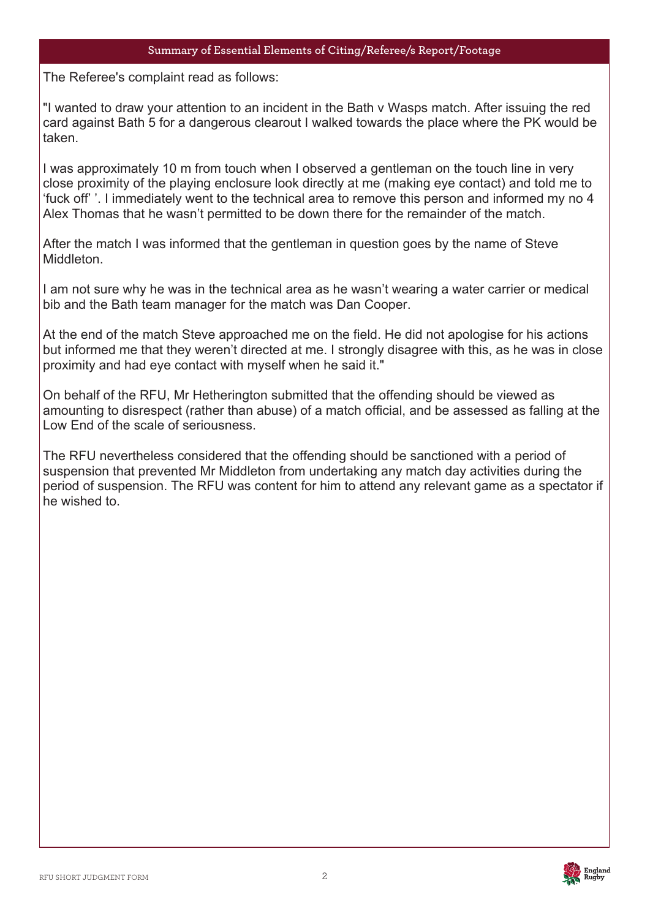## Summary of Essential Elements of Citing/Referee/s Report/Footage

The Referee's complaint read as follows:

"I wanted to draw your attention to an incident in the Bath v Wasps match. After issuing the red card against Bath 5 for a dangerous clearout I walked towards the place where the PK would be taken.

I was approximately 10 m from touch when I observed a gentleman on the touch line in very close proximity of the playing enclosure look directly at me (making eye contact) and told me to 'fuck off' '. I immediately went to the technical area to remove this person and informed my no 4 Alex Thomas that he wasn't permitted to be down there for the remainder of the match.

After the match I was informed that the gentleman in question goes by the name of Steve Middleton.

I am not sure why he was in the technical area as he wasn't wearing a water carrier or medical bib and the Bath team manager for the match was Dan Cooper.

At the end of the match Steve approached me on the field. He did not apologise for his actions but informed me that they weren't directed at me. I strongly disagree with this, as he was in close proximity and had eye contact with myself when he said it."

On behalf of the RFU, Mr Hetherington submitted that the offending should be viewed as amounting to disrespect (rather than abuse) of a match official, and be assessed as falling at the Low End of the scale of seriousness.

The RFU nevertheless considered that the offending should be sanctioned with a period of suspension that prevented Mr Middleton from undertaking any match day activities during the period of suspension. The RFU was content for him to attend any relevant game as a spectator if he wished to.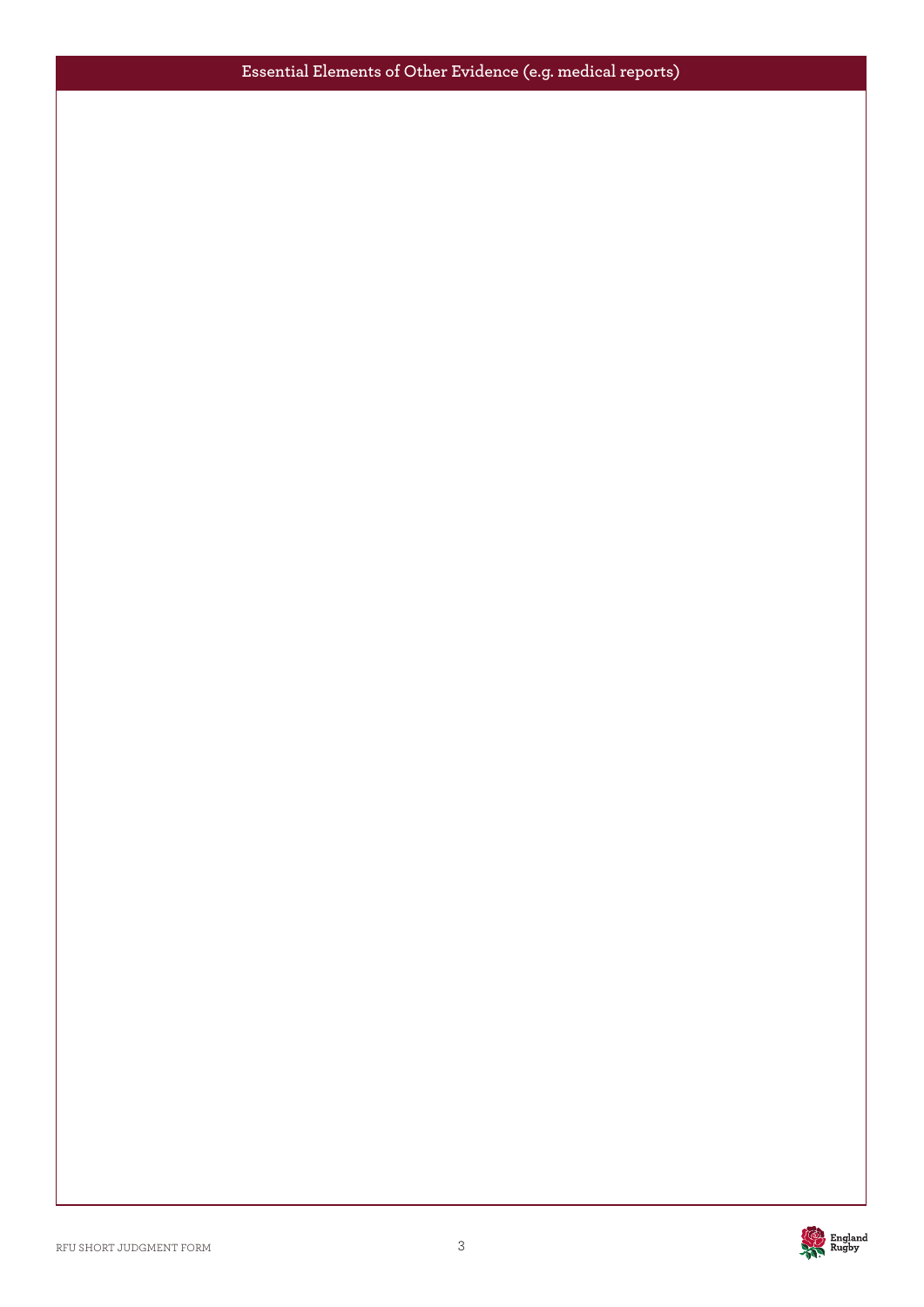## Essential Elements of Other Evidence (e.g. medical reports)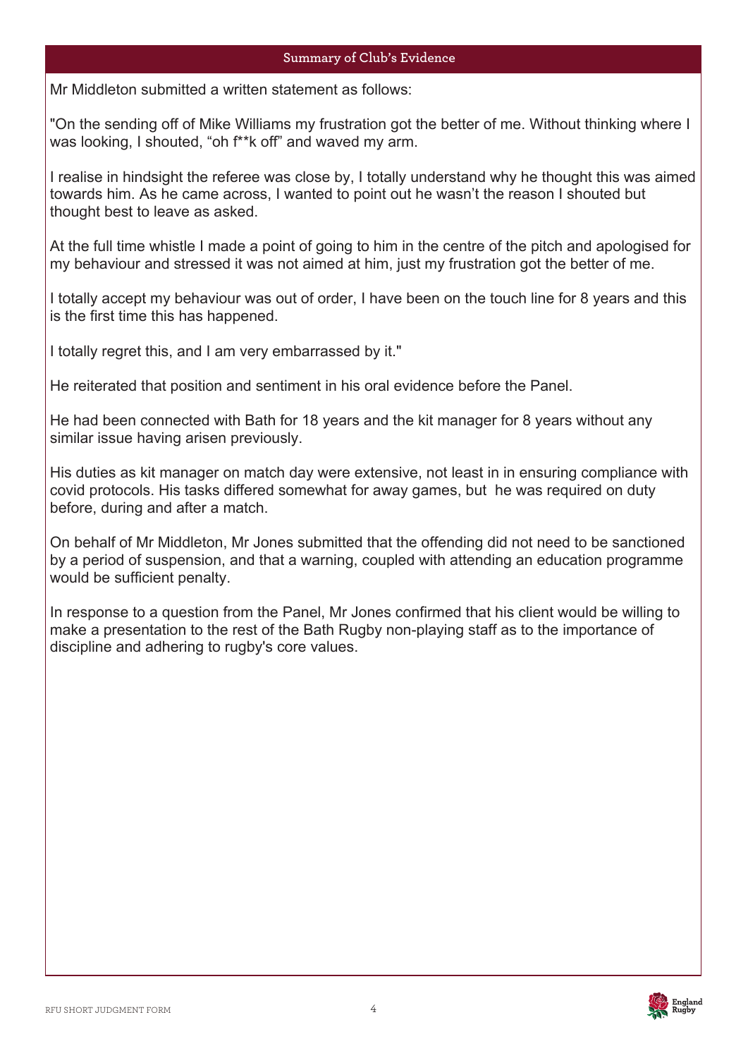## Summary of Club's Evidence

Mr Middleton submitted a written statement as follows:

"On the sending off of Mike Williams my frustration got the better of me. Without thinking where I was looking, I shouted, “oh f**k off” and waved my arm.

I realise in hindsight the referee was close by, I totally understand why he thought this was aimed towards him. As he came across, I wanted to point out he wasn’t the reason I shouted but thought best to leave as asked.

At the full time whistle I made a point of going to him in the centre of the pitch and apologised for my behaviour and stressed it was not aimed at him, just my frustration got the better of me.

I totally accept my behaviour was out of order, I have been on the touch line for 8 years and this is the first time this has happened.

I totally regret this, and I am very embarrassed by it."

He reiterated that position and sentiment in his oral evidence before the Panel.

He had been connected with Bath for 18 years and the kit manager for 8 years without any similar issue having arisen previously.

His duties as kit manager on match day were extensive, not least in in ensuring compliance with covid protocols. His tasks differed somewhat for away games, but he was required on duty before, during and after a match.

On behalf of Mr Middleton, Mr Jones submitted that the offending did not need to be sanctioned by a period of suspension, and that a warning, coupled with attending an education programme would be sufficient penalty.

In response to a question from the Panel, Mr Jones confirmed that his client would be willing to make a presentation to the rest of the Bath Rugby non-playing staff as to the importance of discipline and adhering to rugby's core values.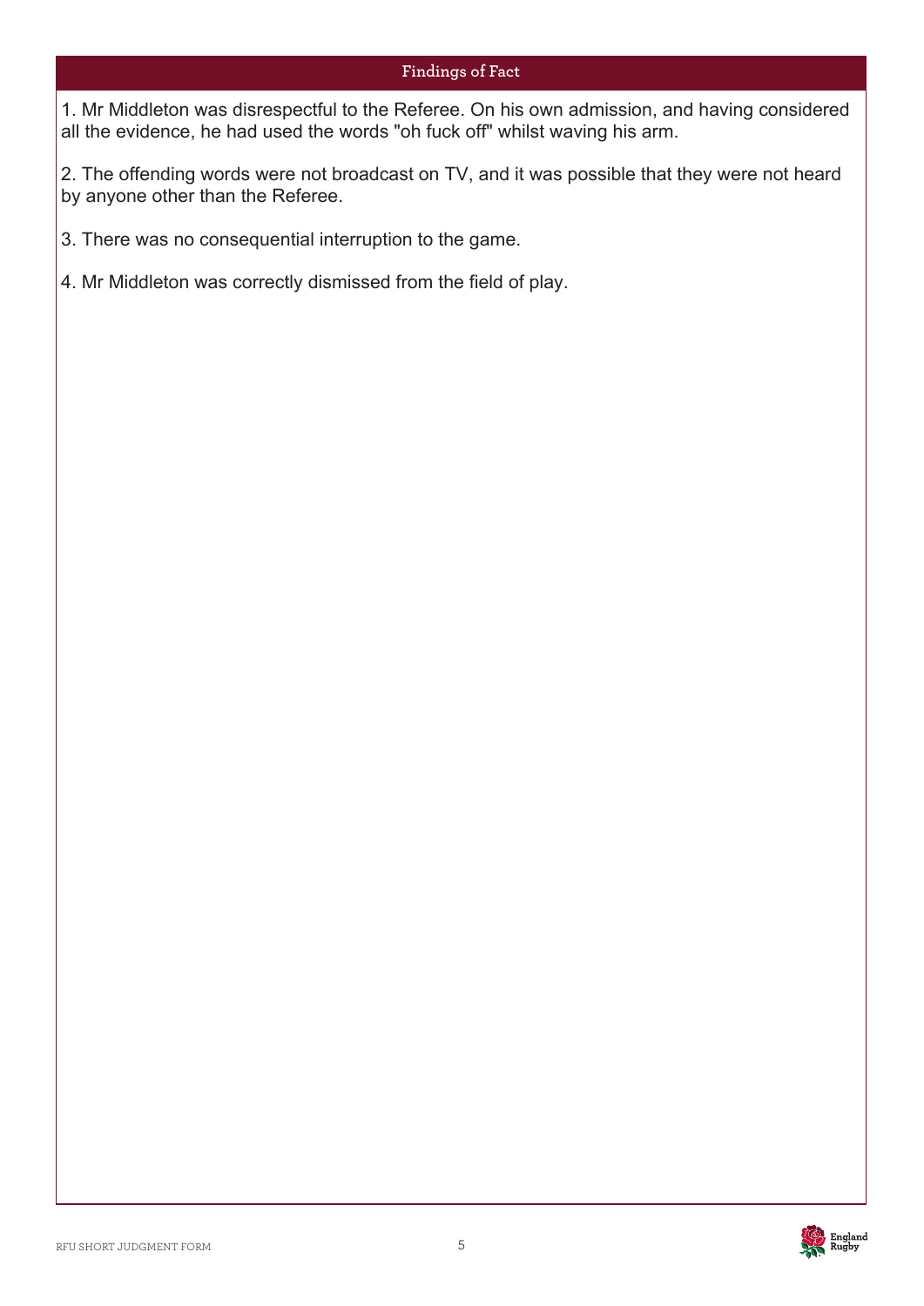## Findings of Fact

1. Mr Middleton was disrespectful to the Referee. On his own admission, and having considered all the evidence, he had used the words "oh fuck off" whilst waving his arm.

2. The offending words were not broadcast on TV, and it was possible that they were not heard by anyone other than the Referee.

3. There was no consequential interruption to the game.

4. Mr Middleton was correctly dismissed from the field of play.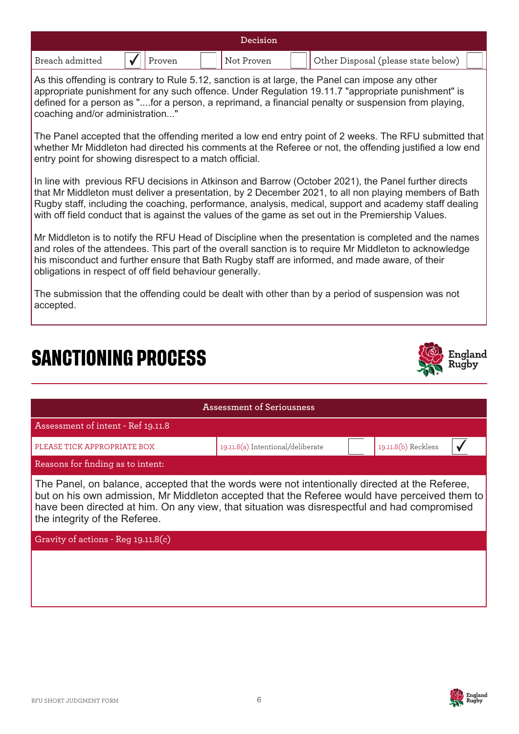| Decision | | | | | | | |
|---|---|---|---|---|---|---|---|
| Breach admitted | ✓ | Proven | | Not Proven | | Other Disposal (please state below) | |

As this offending is contrary to Rule 5.12, sanction is at large, the Panel can impose any other appropriate punishment for any such offence. Under Regulation 19.11.7 "appropriate punishment" is defined for a person as "....for a person, a reprimand, a financial penalty or suspension from playing, coaching and/or administration..."

The Panel accepted that the offending merited a low end entry point of 2 weeks. The RFU submitted that whether Mr Middleton had directed his comments at the Referee or not, the offending justified a low end entry point for showing disrespect to a match official.

In line with previous RFU decisions in Atkinson and Barrow (October 2021), the Panel further directs that Mr Middleton must deliver a presentation, by 2 December 2021, to all non playing members of Bath Rugby staff, including the coaching, performance, analysis, medical, support and academy staff dealing with off field conduct that is against the values of the game as set out in the Premiership Values.

Mr Middleton is to notify the RFU Head of Discipline when the presentation is completed and the names and roles of the attendees. This part of the overall sanction is to require Mr Middleton to acknowledge his misconduct and further ensure that Bath Rugby staff are informed, and made aware, of their obligations in respect of off field behaviour generally.

The submission that the offending could be dealt with other than by a period of suspension was not accepted.

# SANCTIONING PROCESS

## Assessment of Seriousness

**Assessment of intent - Ref 19.11.8**

| PLEASE TICK APPROPRIATE BOX | 19.11.8(a) Intentional/deliberate | | 19.11.8(b) Reckless | ✓ |
|---|---|---|---|---|

**Reasons for finding as to intent:**

The Panel, on balance, accepted that the words were not intentionally directed at the Referee, but on his own admission, Mr Middleton accepted that the Referee would have perceived them to have been directed at him. On any view, that situation was disrespectful and had compromised the integrity of the Referee.

**Gravity of actions - Reg 19.11.8(c)**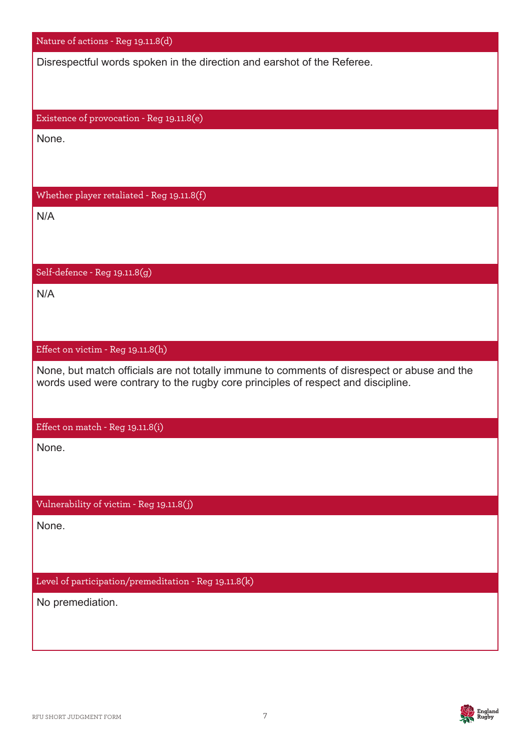## Nature of actions - Reg 19.11.8(d)

Disrespectful words spoken in the direction and earshot of the Referee.

## Existence of provocation - Reg 19.11.8(e)

None.

## Whether player retaliated - Reg 19.11.8(f)

N/A

## Self-defence - Reg 19.11.8(g)

N/A

## Effect on victim - Reg 19.11.8(h)

None, but match officials are not totally immune to comments of disrespect or abuse and the words used were contrary to the rugby core principles of respect and discipline.

## Effect on match - Reg 19.11.8(i)

None.

## Vulnerability of victim - Reg 19.11.8(j)

None.

## Level of participation/premeditation - Reg 19.11.8(k)

No premediation.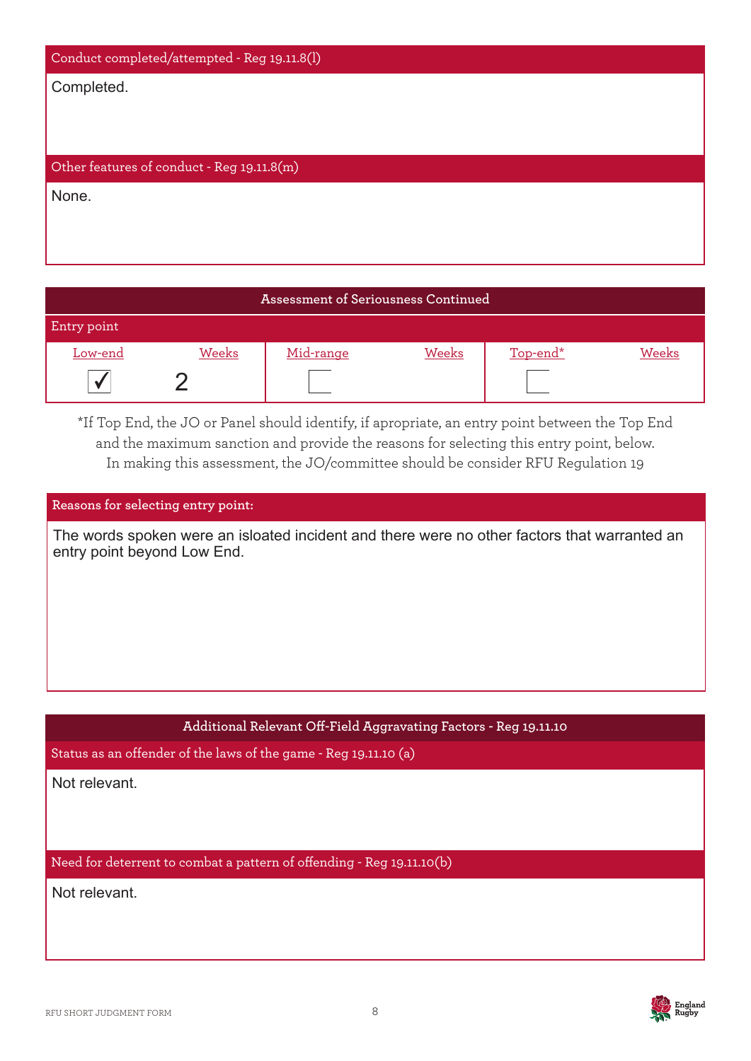### Conduct completed/attempted - Reg 19.11.8(l)

Completed.

### Other features of conduct - Reg 19.11.8(m)

None.

## Assessment of Seriousness Continued

### Entry point

| Low-end | Weeks | Mid-range | Weeks | Top-end* | Weeks |
|---|---|---|---|---|---|
| ☑ | 2 | ☐ | | ☐ | |

*If Top End, the JO or Panel should identify, if apropriate, an entry point between the Top End and the maximum sanction and provide the reasons for selecting this entry point, below. In making this assessment, the JO/committee should be consider RFU Regulation 19

### Reasons for selecting entry point:

The words spoken were an isloated incident and there were no other factors that warranted an entry point beyond Low End.

## Additional Relevant Off-Field Aggravating Factors - Reg 19.11.10

### Status as an offender of the laws of the game - Reg 19.11.10 (a)

Not relevant.

### Need for deterrent to combat a pattern of offending - Reg 19.11.10(b)

Not relevant.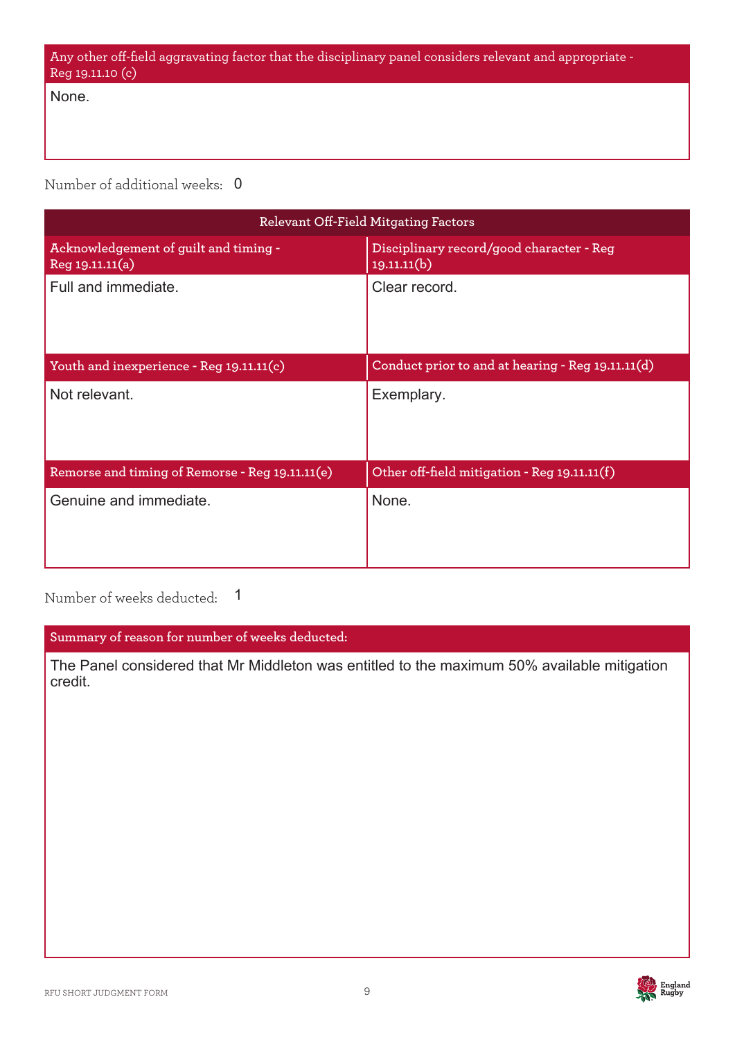| Any other off-field aggravating factor that the disciplinary panel considers relevant and appropriate - Reg 19.11.10 (c) |
| --- |
| None. |

Number of additional weeks: 0

| Relevant Off-Field Mitgating Factors | |
| --- | --- |
| Acknowledgement of guilt and timing - Reg 19.11.11(a) | Disciplinary record/good character - Reg 19.11.11(b) |
| Full and immediate. | Clear record. |
| Youth and inexperience - Reg 19.11.11(c) | Conduct prior to and at hearing - Reg 19.11.11(d) |
| Not relevant. | Exemplary. |
| Remorse and timing of Remorse - Reg 19.11.11(e) | Other off-field mitigation - Reg 19.11.11(f) |
| Genuine and immediate. | None. |

Number of weeks deducted: 1

| Summary of reason for number of weeks deducted: |
| --- |
| The Panel considered that Mr Middleton was entitled to the maximum 50% available mitigation credit. |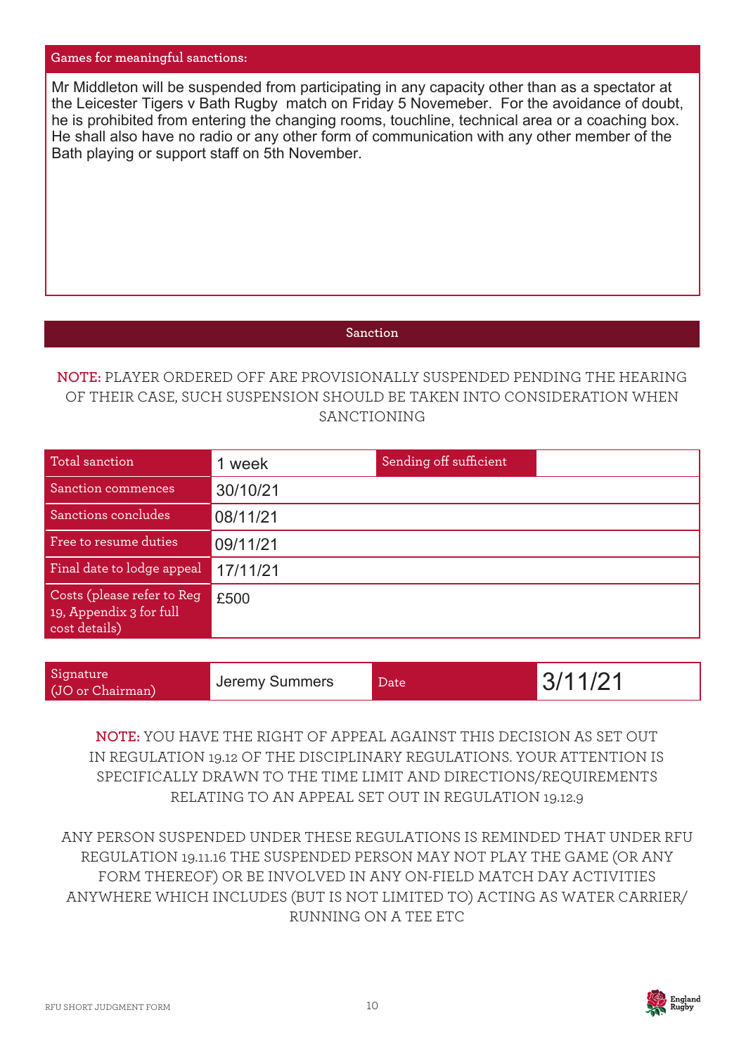## Games for meaningful sanctions:

Mr Middleton will be suspended from participating in any capacity other than as a spectator at the Leicester Tigers v Bath Rugby match on Friday 5 Novemeber. For the avoidance of doubt, he is prohibited from entering the changing rooms, touchline, technical area or a coaching box. He shall also have no radio or any other form of communication with any other member of the Bath playing or support staff on 5th November.

## Sanction

**NOTE:** PLAYER ORDERED OFF ARE PROVISIONALLY SUSPENDED PENDING THE HEARING OF THEIR CASE, SUCH SUSPENSION SHOULD BE TAKEN INTO CONSIDERATION WHEN SANCTIONING

| | | | |
|---|---|---|---|
| Total sanction | 1 week | Sending off sufficient | |
| Sanction commences | 30/10/21 | | |
| Sanctions concludes | 08/11/21 | | |
| Free to resume duties | 09/11/21 | | |
| Final date to lodge appeal | 17/11/21 | | |
| Costs (please refer to Reg 19, Appendix 3 for full cost details) | £500 | | |

| | | | |
|---|---|---|---|
| Signature (JO or Chairman) | Jeremy Summers | Date | 3/11/21 |

**NOTE:** YOU HAVE THE RIGHT OF APPEAL AGAINST THIS DECISION AS SET OUT IN REGULATION 19.12 OF THE DISCIPLINARY REGULATIONS. YOUR ATTENTION IS SPECIFICALLY DRAWN TO THE TIME LIMIT AND DIRECTIONS/REQUIREMENTS RELATING TO AN APPEAL SET OUT IN REGULATION 19.12.9

ANY PERSON SUSPENDED UNDER THESE REGULATIONS IS REMINDED THAT UNDER RFU REGULATION 19.11.16 THE SUSPENDED PERSON MAY NOT PLAY THE GAME (OR ANY FORM THEREOF) OR BE INVOLVED IN ANY ON-FIELD MATCH DAY ACTIVITIES ANYWHERE WHICH INCLUDES (BUT IS NOT LIMITED TO) ACTING AS WATER CARRIER/ RUNNING ON A TEE ETC